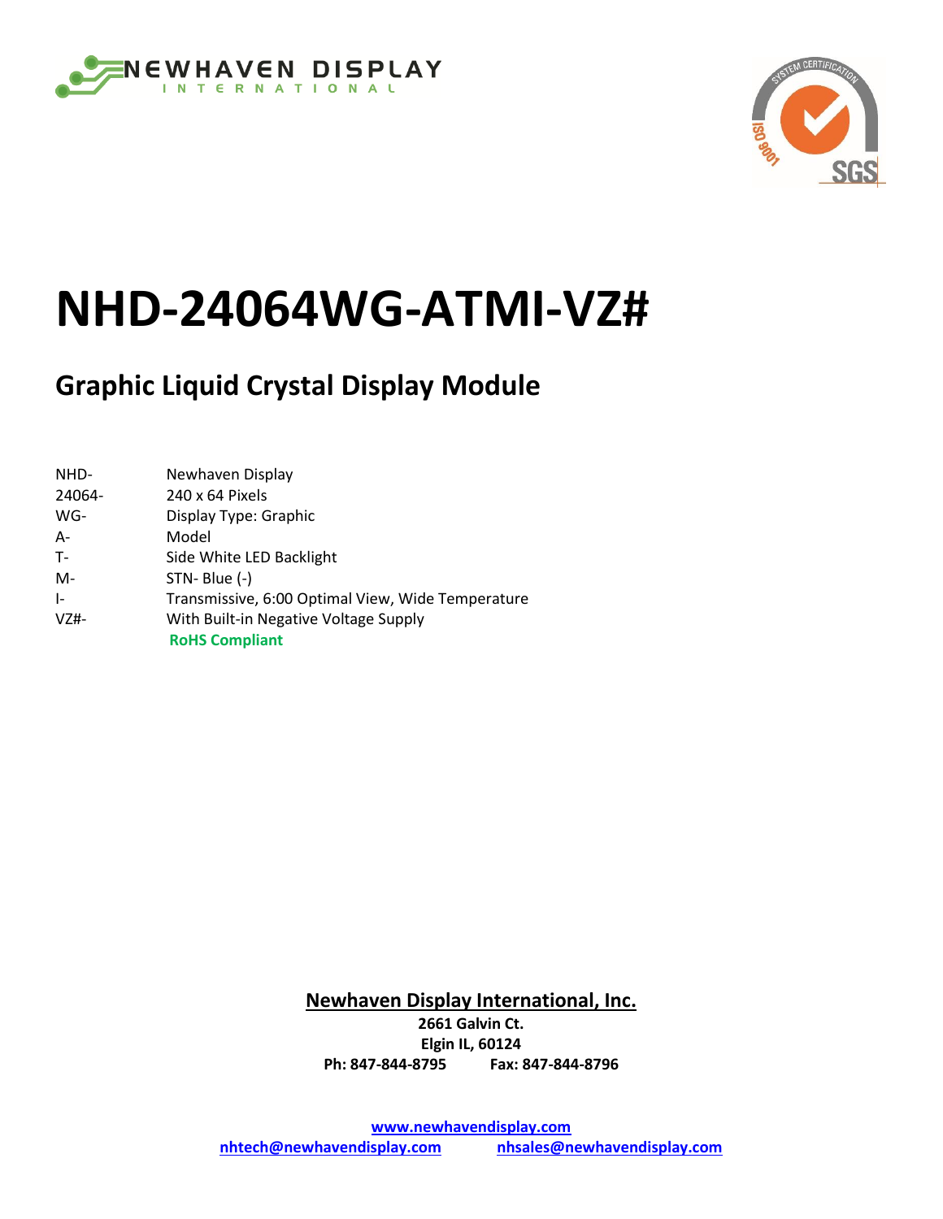# NHD-24064WG-ATMI-VZ#

## Graphic Liquid Crystal Display Module

| | |
|---|---|
| NHD- | Newhaven Display |
| 24064- | 240 x 64 Pixels |
| WG- | Display Type: Graphic |
| A- | Model |
| T- | Side White LED Backlight |
| M- | STN- Blue (-) |
| I- | Transmissive, 6:00 Optimal View, Wide Temperature |
| VZ#- | With Built-in Negative Voltage Supply |
| | **RoHS Compliant** |

**Newhaven Display International, Inc.**

**2661 Galvin Ct.**
**Elgin IL, 60124**
**Ph: 847-844-8795 Fax: 847-844-8796**

**www.newhavendisplay.com**
**nhtech@newhavendisplay.com** **nhsales@newhavendisplay.com**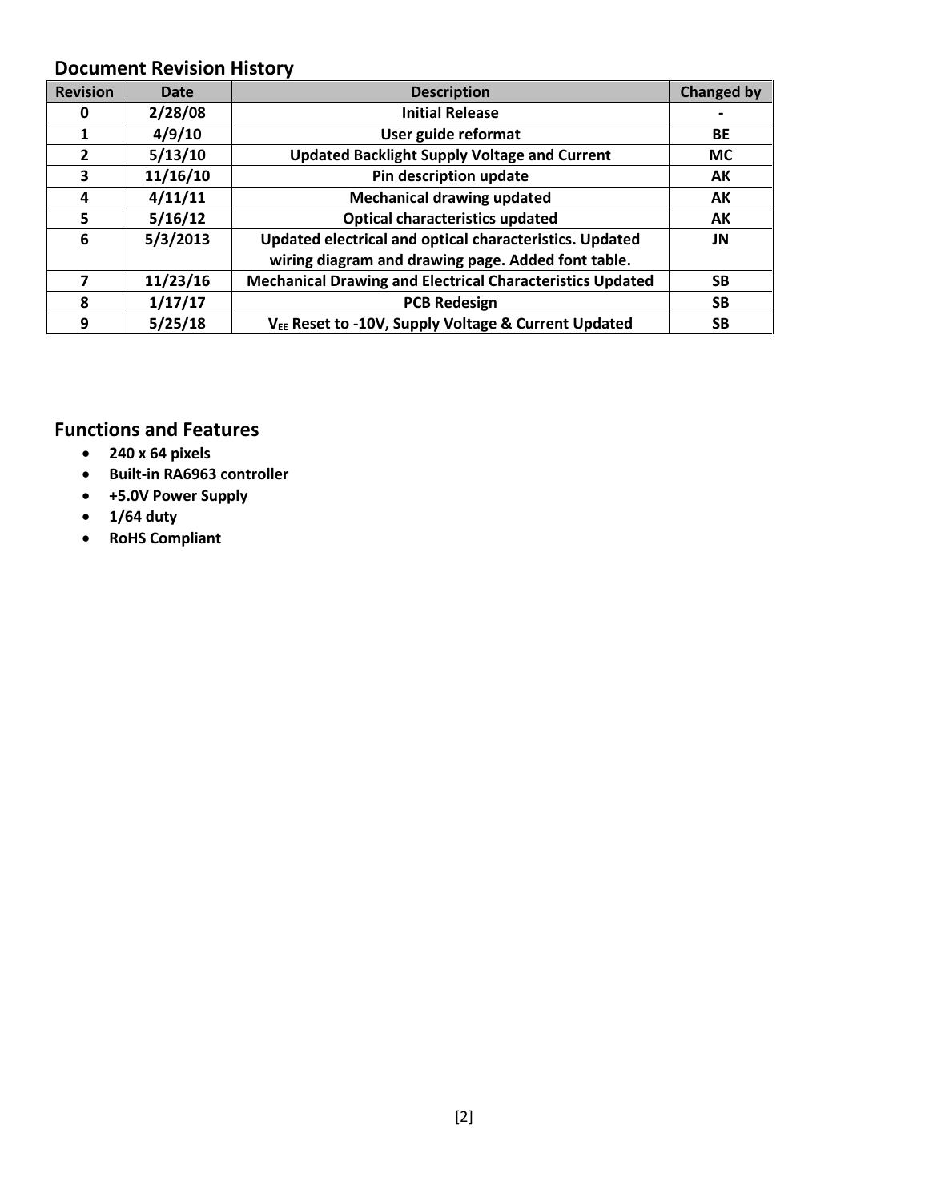## Document Revision History

| Revision | Date | Description | Changed by |
|---|---|---|---|
| 0 | 2/28/08 | Initial Release | - |
| 1 | 4/9/10 | User guide reformat | BE |
| 2 | 5/13/10 | Updated Backlight Supply Voltage and Current | MC |
| 3 | 11/16/10 | Pin description update | AK |
| 4 | 4/11/11 | Mechanical drawing updated | AK |
| 5 | 5/16/12 | Optical characteristics updated | AK |
| 6 | 5/3/2013 | Updated electrical and optical characteristics. Updated wiring diagram and drawing page. Added font table. | JN |
| 7 | 11/23/16 | Mechanical Drawing and Electrical Characteristics Updated | SB |
| 8 | 1/17/17 | PCB Redesign | SB |
| 9 | 5/25/18 | $V_{EE}$ Reset to -10V, Supply Voltage & Current Updated | SB |

## Functions and Features

- **240 x 64 pixels**
- **Built-in RA6963 controller**
- **+5.0V Power Supply**
- **1/64 duty**
- **RoHS Compliant**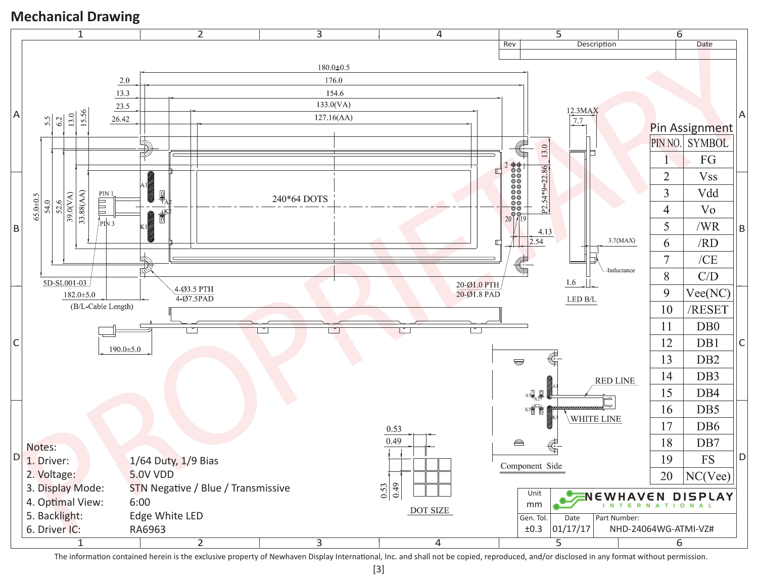# Mechanical Drawing

## Pin Assignment

| PIN NO. | SYMBOL |
|---|---|
| 1 | FG |
| 2 | Vss |
| 3 | Vdd |
| 4 | Vo |
| 5 | /WR |
| 6 | /RD |
| 7 | /CE |
| 8 | C/D |
| 9 | Vee(NC) |
| 10 | /RESET |
| 11 | DB0 |
| 12 | DB1 |
| 13 | DB2 |
| 14 | DB3 |
| 15 | DB4 |
| 16 | DB5 |
| 17 | DB6 |
| 18 | DB7 |
| 19 | FS |
| 20 | NC(Vee) |

Notes:

1. Driver: 1/64 Duty, 1/9 Bias
2. Voltage: 5.0V VDD
3. Display Mode: STN Negative / Blue / Transmissive
4. Optimal View: 6:00
5. Backlight: Edge White LED
6. Driver IC: RA6963

| Unit | NEWHAVEN DISPLAY INTERNATIONAL | |
|---|---|---|
| mm | | |
| Gen. Tol. | Date | Part Number: |
| ±0.3 | 01/17/17 | NHD-24064WG-ATMI-VZ# |

The information contained herein is the exclusive property of Newhaven Display International, Inc. and shall not be copied, reproduced, and/or disclosed in any format without permission.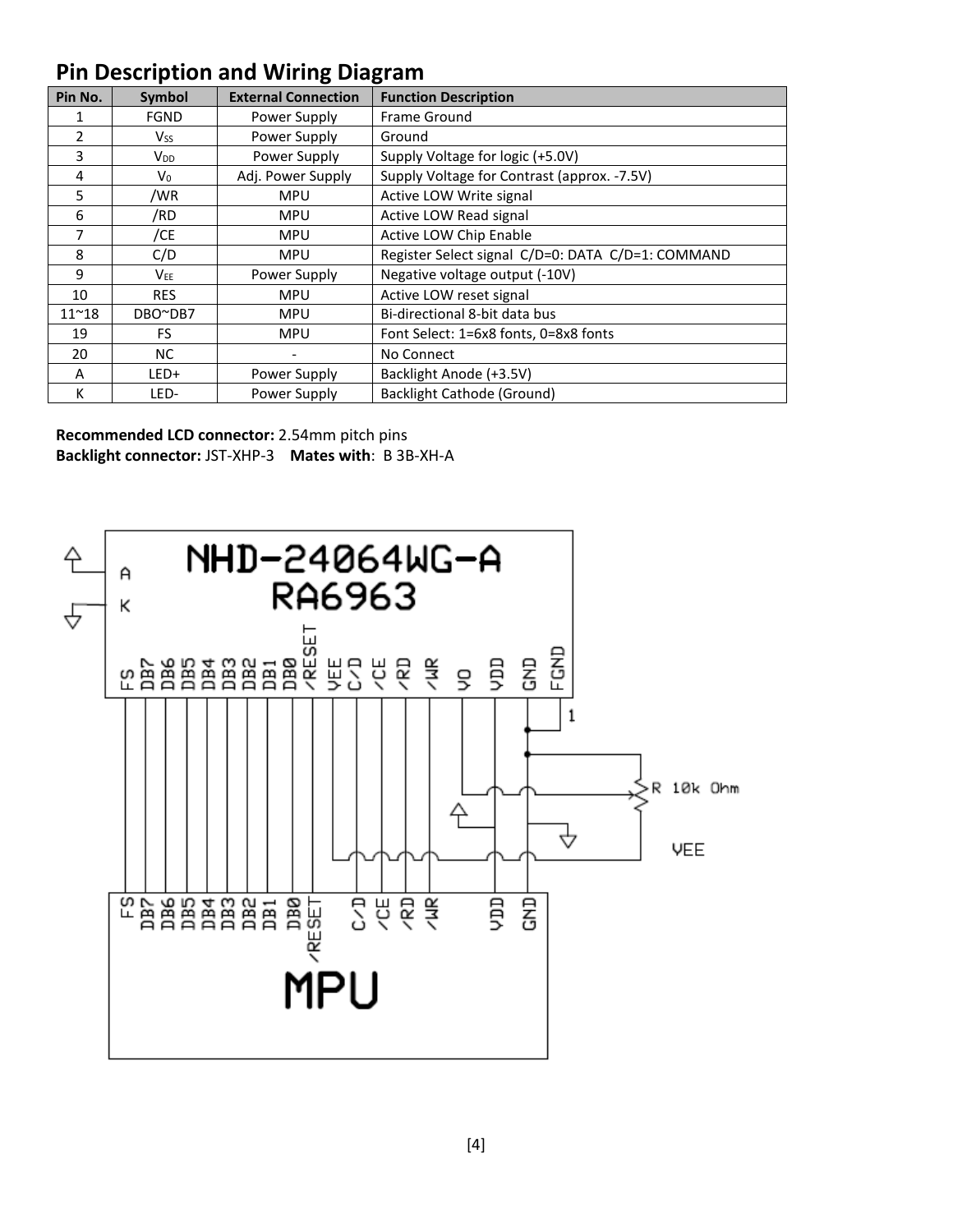## Pin Description and Wiring Diagram

| Pin No. | Symbol | External Connection | Function Description |
|---|---|---|---|
| 1 | FGND | Power Supply | Frame Ground |
| 2 | $V_{SS}$ | Power Supply | Ground |
| 3 | $V_{DD}$ | Power Supply | Supply Voltage for logic (+5.0V) |
| 4 | $V_0$ | Adj. Power Supply | Supply Voltage for Contrast (approx. -7.5V) |
| 5 | /WR | MPU | Active LOW Write signal |
| 6 | /RD | MPU | Active LOW Read signal |
| 7 | /CE | MPU | Active LOW Chip Enable |
| 8 | C/D | MPU | Register Select signal C/D=0: DATA C/D=1: COMMAND |
| 9 | $V_{EE}$ | Power Supply | Negative voltage output (-10V) |
| 10 | RES | MPU | Active LOW reset signal |
| 11~18 | DBO~DB7 | MPU | Bi-directional 8-bit data bus |
| 19 | FS | MPU | Font Select: 1=6x8 fonts, 0=8x8 fonts |
| 20 | NC | - | No Connect |
| A | LED+ | Power Supply | Backlight Anode (+3.5V) |
| K | LED- | Power Supply | Backlight Cathode (Ground) |

**Recommended LCD connector:** 2.54mm pitch pins
**Backlight connector:** JST-XHP-3 **Mates with**: B 3B-XH-A

NHD-24064WG-A
RA6963

A
K

FS DB7 DB6 DB5 DB4 DB3 DB2 DB1 DB0 /RESET VEE C/D /CE /RD /WR V0 VDD GND FGND

1

R 10k Ohm

VEE

FS DB7 DB6 DB5 DB4 DB3 DB2 DB1 DB0 /RESET C/D /CE /RD /WR VDD GND

MPU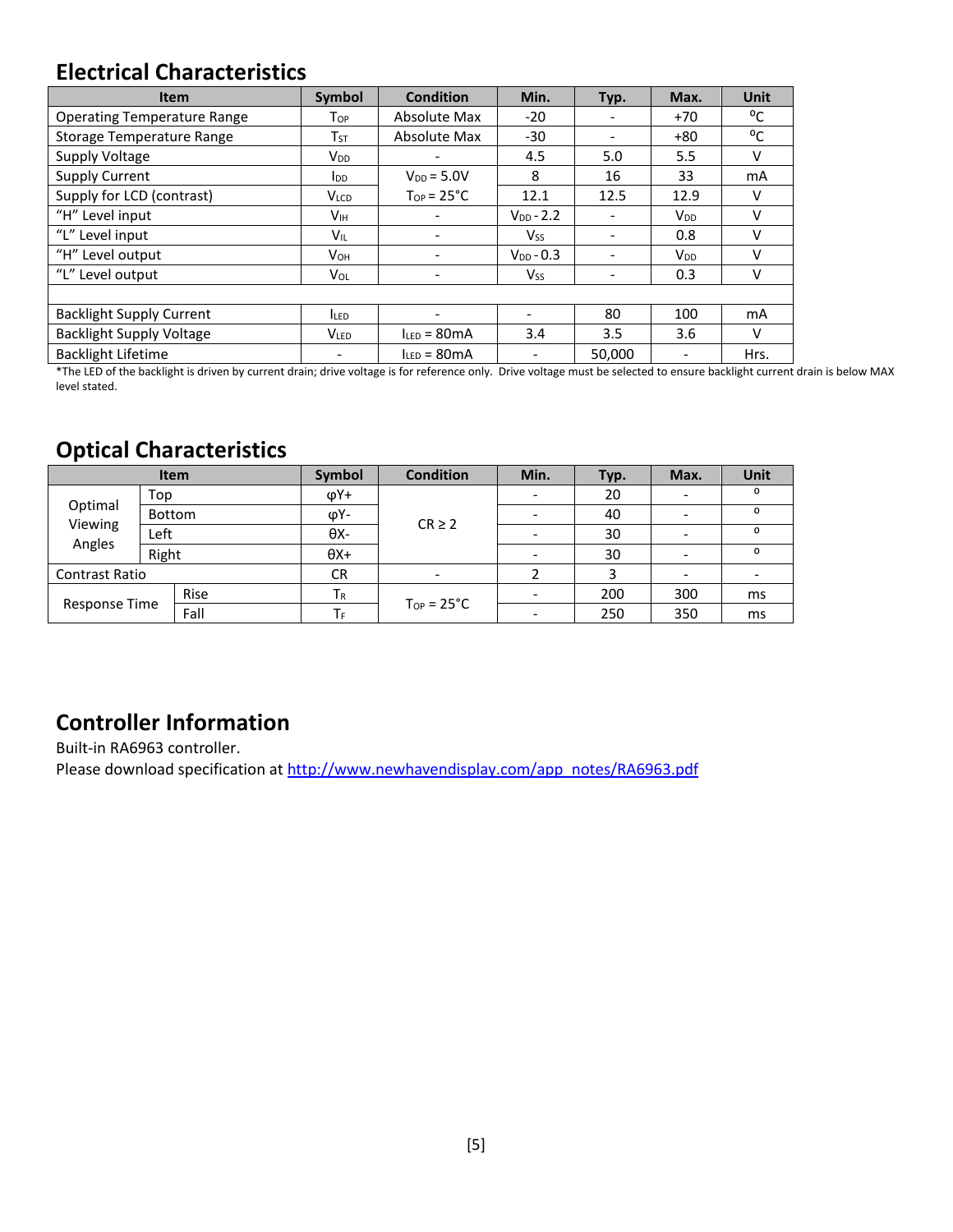## Electrical Characteristics

| Item | Symbol | Condition | Min. | Typ. | Max. | Unit |
|---|---|---|---|---|---|---|
| Operating Temperature Range | $T_{OP}$ | Absolute Max | -20 | - | +70 | ⁰C |
| Storage Temperature Range | $T_{ST}$ | Absolute Max | -30 | - | +80 | ⁰C |
| Supply Voltage | $V_{DD}$ | - | 4.5 | 5.0 | 5.5 | V |
| Supply Current | $I_{DD}$ | $V_{DD}$ = 5.0V | 8 | 16 | 33 | mA |
| Supply for LCD (contrast) | $V_{LCD}$ | $T_{OP}$ = 25°C | 12.1 | 12.5 | 12.9 | V |
| "H" Level input | $V_{IH}$ | - | $V_{DD}$ - 2.2 | - | $V_{DD}$ | V |
| "L" Level input | $V_{IL}$ | - | $V_{SS}$ | - | 0.8 | V |
| "H" Level output | $V_{OH}$ | - | $V_{DD}$ - 0.3 | - | $V_{DD}$ | V |
| "L" Level output | $V_{OL}$ | - | $V_{SS}$ | - | 0.3 | V |
| | | | | | | |
| Backlight Supply Current | $I_{LED}$ | - | - | 80 | 100 | mA |
| Backlight Supply Voltage | $V_{LED}$ | $I_{LED}$ = 80mA | 3.4 | 3.5 | 3.6 | V |
| Backlight Lifetime | - | $I_{LED}$ = 80mA | - | 50,000 | - | Hrs. |

*The LED of the backlight is driven by current drain; drive voltage is for reference only. Drive voltage must be selected to ensure backlight current drain is below MAX level stated.

## Optical Characteristics

| Item | | Symbol | Condition | Min. | Typ. | Max. | Unit |
|---|---|---|---|---|---|---|---|
| Optimal Viewing Angles | Top | φY+ | CR ≥ 2 | - | 20 | - | ⁰ |
| | Bottom | φY- | | - | 40 | - | ⁰ |
| | Left | θX- | | - | 30 | - | ⁰ |
| | Right | θX+ | | - | 30 | - | ⁰ |
| Contrast Ratio | | CR | - | 2 | 3 | - | - |
| Response Time | Rise | $T_R$ | $T_{OP}$ = 25°C | - | 200 | 300 | ms |
| | Fall | $T_F$ | | - | 250 | 350 | ms |

## Controller Information

Built-in RA6963 controller.
Please download specification at http://www.newhavendisplay.com/app_notes/RA6963.pdf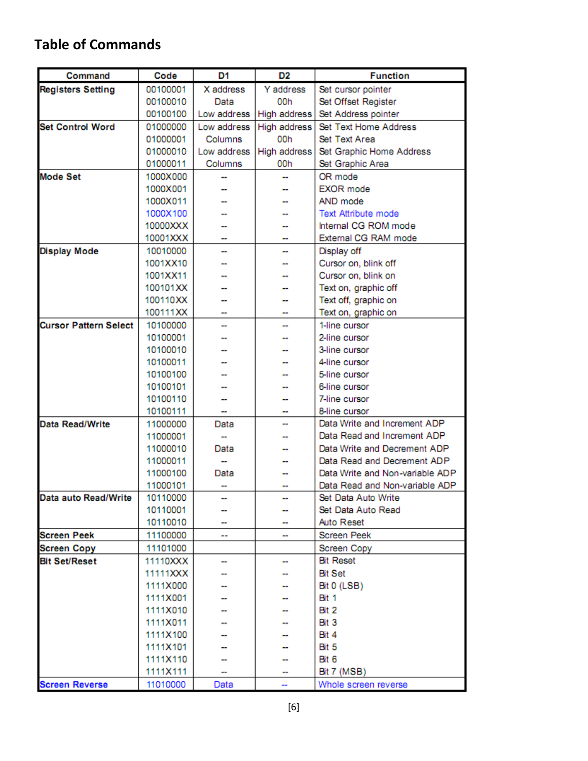## Table of Commands

| Command | Code | D1 | D2 | Function |
|---|---|---|---|---|
| **Registers Setting** | 00100001 | X address | Y address | Set cursor pointer |
| | 00100010 | Data | 00h | Set Offset Register |
| | 00100100 | Low address | High address | Set Address pointer |
| **Set Control Word** | 01000000 | Low address | High address | Set Text Home Address |
| | 01000001 | Columns | 00h | Set Text Area |
| | 01000010 | Low address | High address | Set Graphic Home Address |
| | 01000011 | Columns | 00h | Set Graphic Area |
| **Mode Set** | 1000X000 | -- | -- | OR mode |
| | 1000X001 | -- | -- | EXOR mode |
| | 1000X011 | -- | -- | AND mode |
| | 1000X100 | -- | -- | Text Attribute mode |
| | 10000XXX | -- | -- | Internal CG ROM mode |
| | 10001XXX | -- | -- | External CG RAM mode |
| **Display Mode** | 10010000 | -- | -- | Display off |
| | 1001XX10 | -- | -- | Cursor on, blink off |
| | 1001XX11 | -- | -- | Cursor on, blink on |
| | 100101XX | -- | -- | Text on, graphic off |
| | 100110XX | -- | -- | Text off, graphic on |
| | 100111XX | -- | -- | Text on, graphic on |
| **Cursor Pattern Select** | 10100000 | -- | -- | 1-line cursor |
| | 10100001 | -- | -- | 2-line cursor |
| | 10100010 | -- | -- | 3-line cursor |
| | 10100011 | -- | -- | 4-line cursor |
| | 10100100 | -- | -- | 5-line cursor |
| | 10100101 | -- | -- | 6-line cursor |
| | 10100110 | -- | -- | 7-line cursor |
| | 10100111 | -- | -- | 8-line cursor |
| **Data Read/Write** | 11000000 | Data | -- | Data Write and Increment ADP |
| | 11000001 | -- | -- | Data Read and Increment ADP |
| | 11000010 | Data | -- | Data Write and Decrement ADP |
| | 11000011 | -- | -- | Data Read and Decrement ADP |
| | 11000100 | Data | -- | Data Write and Non-variable ADP |
| | 11000101 | -- | -- | Data Read and Non-variable ADP |
| **Data auto Read/Write** | 10110000 | -- | -- | Set Data Auto Write |
| | 10110001 | -- | -- | Set Data Auto Read |
| | 10110010 | -- | -- | Auto Reset |
| **Screen Peek** | 11100000 | -- | -- | Screen Peek |
| **Screen Copy** | 11101000 | | | Screen Copy |
| **Bit Set/Reset** | 11110XXX | -- | -- | Bit Reset |
| | 11111XXX | -- | -- | Bit Set |
| | 1111X000 | -- | -- | Bit 0 (LSB) |
| | 1111X001 | -- | -- | Bit 1 |
| | 1111X010 | -- | -- | Bit 2 |
| | 1111X011 | -- | -- | Bit 3 |
| | 1111X100 | -- | -- | Bit 4 |
| | 1111X101 | -- | -- | Bit 5 |
| | 1111X110 | -- | -- | Bit 6 |
| | 1111X111 | -- | -- | Bit 7 (MSB) |
| **Screen Reverse** | 11010000 | Data | -- | Whole screen reverse |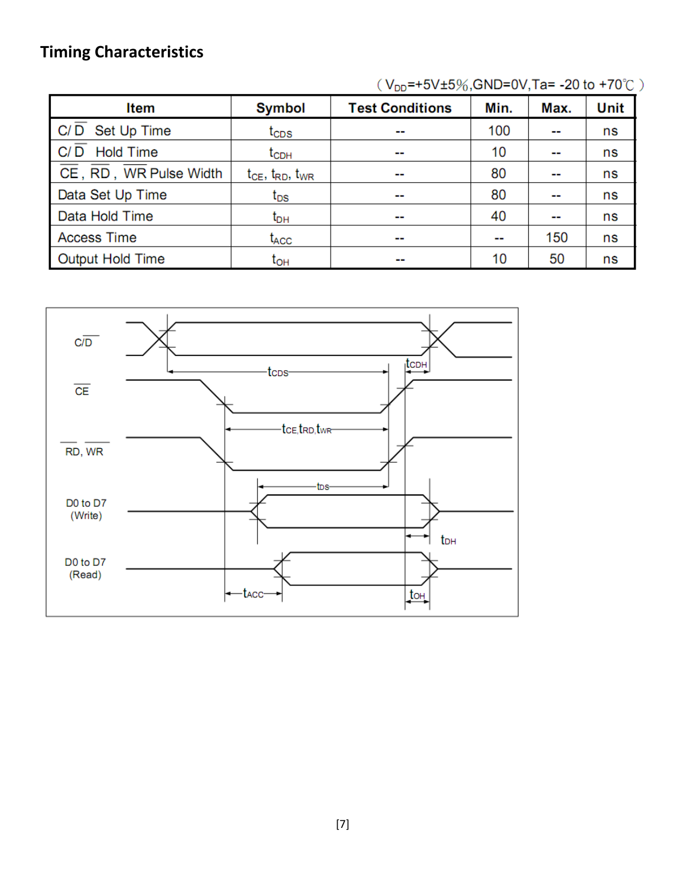## Timing Characteristics

(V$_{DD}$=+5V±5%,GND=0V,Ta= -20 to +70℃ )

| Item | Symbol | Test Conditions | Min. | Max. | Unit |
|---|---|---|---|---|---|
| C/$\overline{D}$ Set Up Time | $t_{CDS}$ | -- | 100 | -- | ns |
| C/$\overline{D}$ Hold Time | $t_{CDH}$ | -- | 10 | -- | ns |
| $\overline{CE}$, $\overline{RD}$, $\overline{WR}$ Pulse Width | $t_{CE}$, $t_{RD}$, $t_{WR}$ | -- | 80 | -- | ns |
| Data Set Up Time | $t_{DS}$ | -- | 80 | -- | ns |
| Data Hold Time | $t_{DH}$ | -- | 40 | -- | ns |
| Access Time | $t_{ACC}$ | -- | -- | 150 | ns |
| Output Hold Time | $t_{OH}$ | -- | 10 | 50 | ns |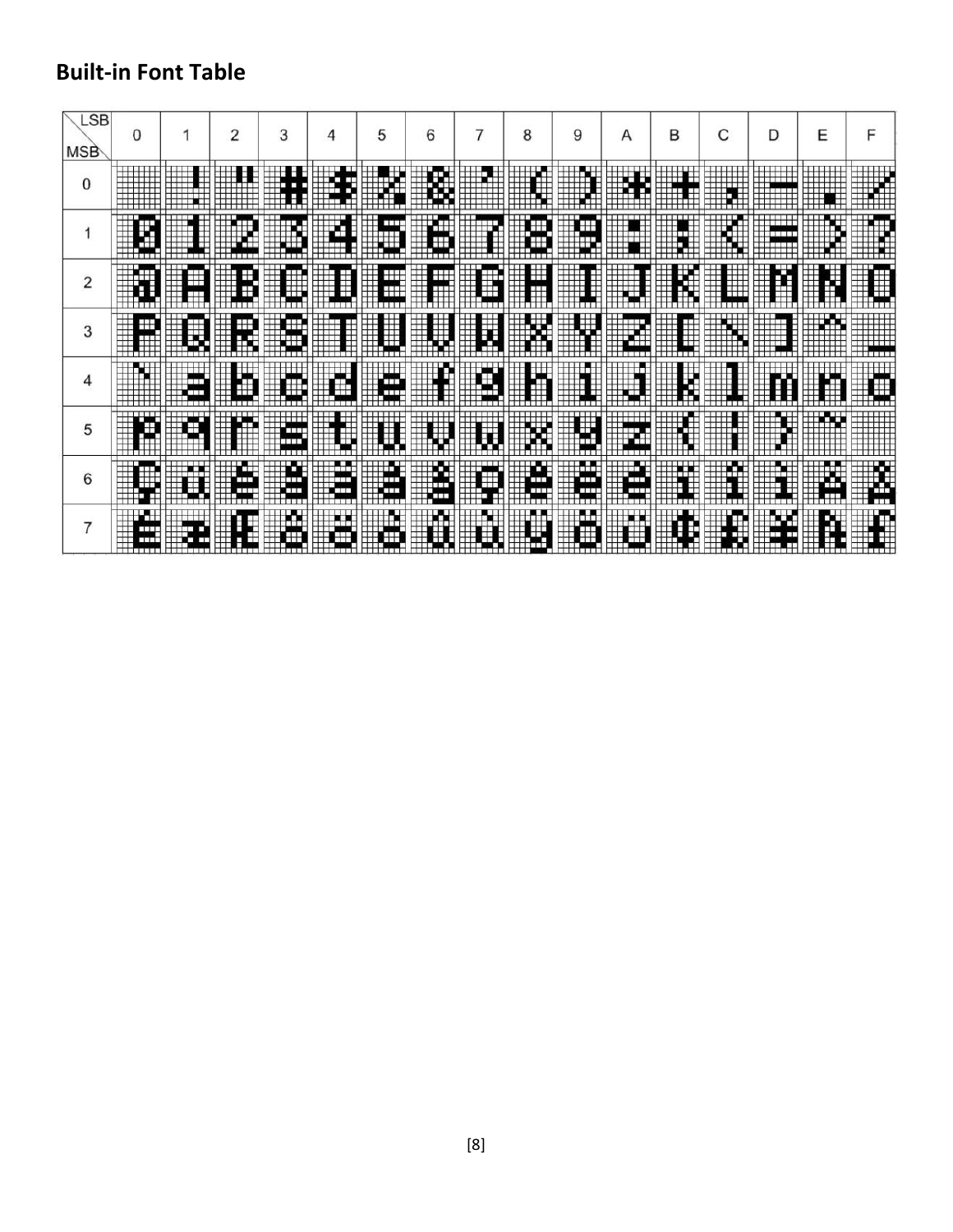**Built-in Font Table**

| MSB \ LSB | 0 | 1 | 2 | 3 | 4 | 5 | 6 | 7 | 8 | 9 | A | B | C | D | E | F |
|---|---|---|---|---|---|---|---|---|---|---|---|---|---|---|---|---|
| 0 | | ! | " | # | $ | % | & | ' | ( | ) | * | + | , | - | . | / |
| 1 | 0 | 1 | 2 | 3 | 4 | 5 | 6 | 7 | 8 | 9 | : | ; | < | = | > | ? |
| 2 | @ | A | B | C | D | E | F | G | H | I | J | K | L | M | N | O |
| 3 | P | Q | R | S | T | U | V | W | X | Y | Z | [ | \ | ] | ^ | _ |
| 4 | ` | a | b | c | d | e | f | g | h | i | j | k | l | m | n | o |
| 5 | p | q | r | s | t | u | v | w | x | y | z | { | \| | } | ~ | |
| 6 | Ç | ü | é | â | ä | à | å | ç | ê | ë | è | ï | î | ì | Ä | Å |
| 7 | É | æ | Æ | ô | ö | ò | û | ù | ÿ | Ö | Ü | ¢ | £ | ¥ | ₧ | ƒ |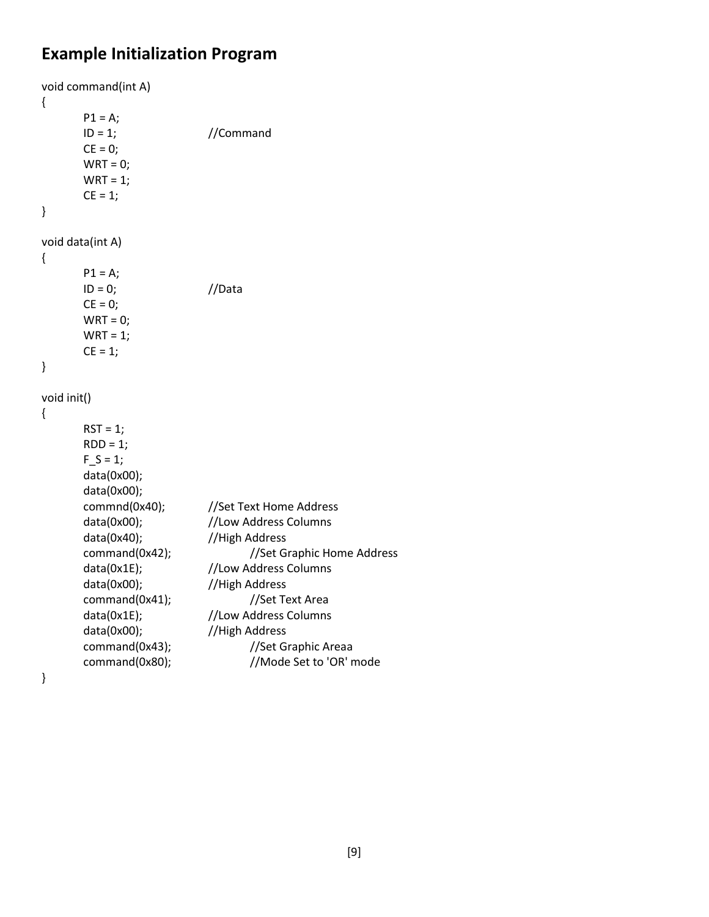## Example Initialization Program

```
void command(int A)
{
        P1 = A;
        ID = 1;                 //Command
        CE = 0;
        WRT = 0;
        WRT = 1;
        CE = 1;
}

void data(int A)
{
        P1 = A;
        ID = 0;                 //Data
        CE = 0;
        WRT = 0;
        WRT = 1;
        CE = 1;
}

void init()
{
        RST = 1;
        RDD = 1;
        F_S = 1;
        data(0x00);
        data(0x00);
        commnd(0x40);           //Set Text Home Address
        data(0x00);             //Low Address Columns
        data(0x40);             //High Address
        command(0x42);                  //Set Graphic Home Address
        data(0x1E);             //Low Address Columns
        data(0x00);             //High Address
        command(0x41);                  //Set Text Area
        data(0x1E);             //Low Address Columns
        data(0x00);             //High Address
        command(0x43);                  //Set Graphic Areaa
        command(0x80);                  //Mode Set to 'OR' mode
}
```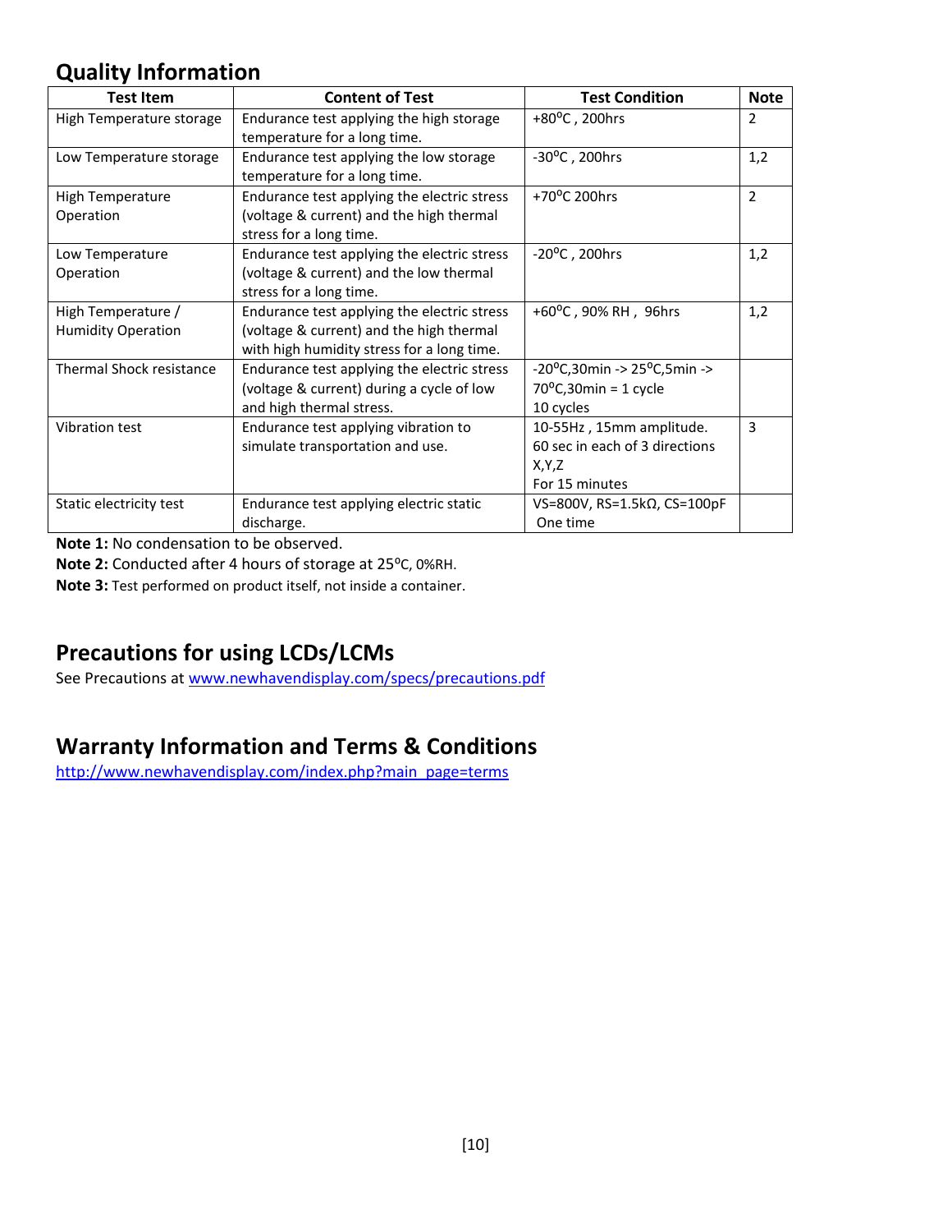## Quality Information

| Test Item | Content of Test | Test Condition | Note |
|---|---|---|---|
| High Temperature storage | Endurance test applying the high storage temperature for a long time. | +80°C , 200hrs | 2 |
| Low Temperature storage | Endurance test applying the low storage temperature for a long time. | -30°C , 200hrs | 1,2 |
| High Temperature Operation | Endurance test applying the electric stress (voltage & current) and the high thermal stress for a long time. | +70°C 200hrs | 2 |
| Low Temperature Operation | Endurance test applying the electric stress (voltage & current) and the low thermal stress for a long time. | -20°C , 200hrs | 1,2 |
| High Temperature / Humidity Operation | Endurance test applying the electric stress (voltage & current) and the high thermal with high humidity stress for a long time. | +60°C , 90% RH , 96hrs | 1,2 |
| Thermal Shock resistance | Endurance test applying the electric stress (voltage & current) during a cycle of low and high thermal stress. | -20°C,30min -> 25°C,5min -> 70°C,30min = 1 cycle 10 cycles | |
| Vibration test | Endurance test applying vibration to simulate transportation and use. | 10-55Hz , 15mm amplitude. 60 sec in each of 3 directions X,Y,Z For 15 minutes | 3 |
| Static electricity test | Endurance test applying electric static discharge. | VS=800V, RS=1.5kΩ, CS=100pF One time | |

**Note 1:** No condensation to be observed.

**Note 2:** Conducted after 4 hours of storage at 25°C, 0%RH.

**Note 3:** Test performed on product itself, not inside a container.

## Precautions for using LCDs/LCMs

See Precautions at www.newhavendisplay.com/specs/precautions.pdf

## Warranty Information and Terms & Conditions

http://www.newhavendisplay.com/index.php?main_page=terms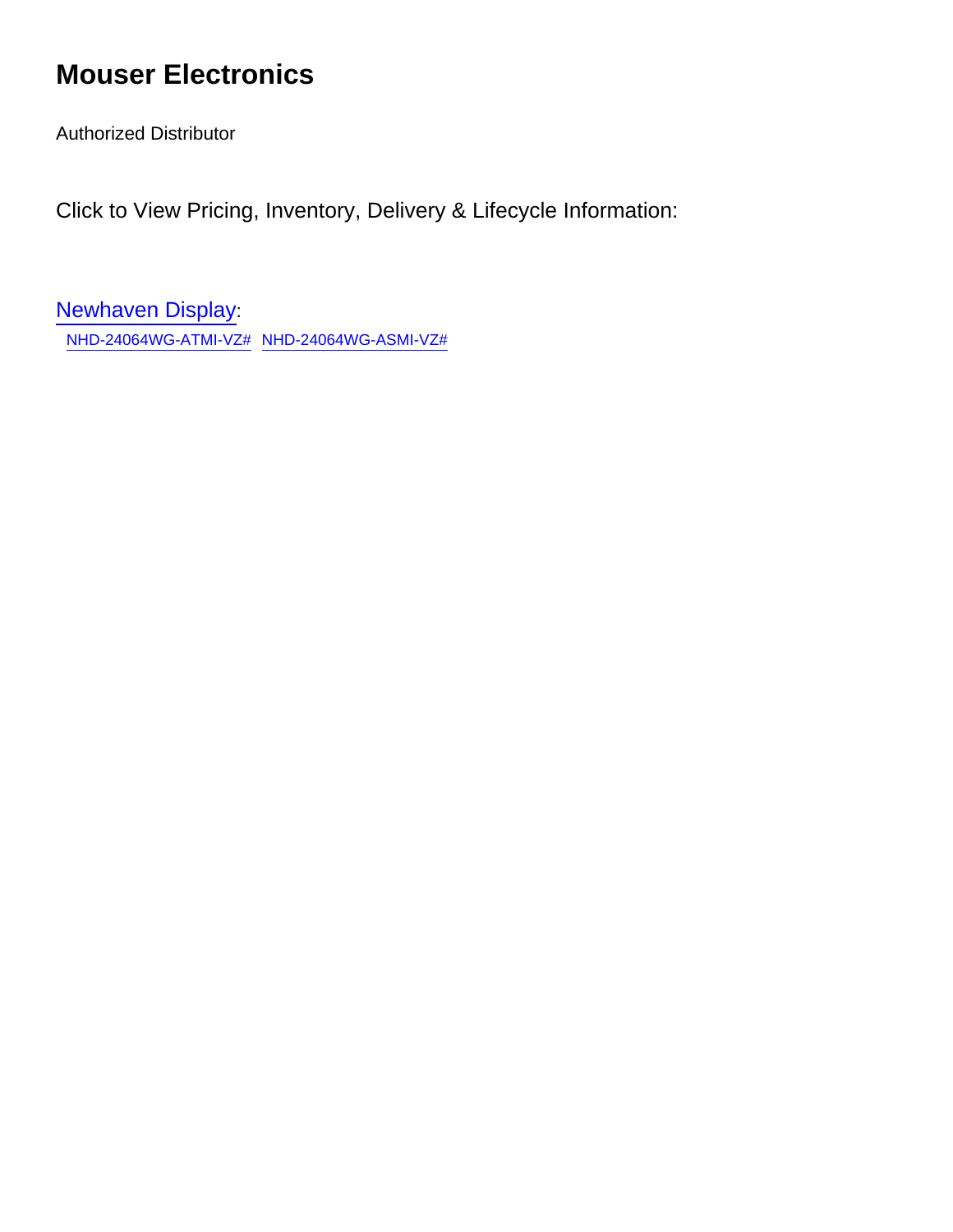# Mouser Electronics

Authorized Distributor

Click to View Pricing, Inventory, Delivery & Lifecycle Information:

Newhaven Display:

NHD-24064WG-ATMI-VZ#  NHD-24064WG-ASMI-VZ#